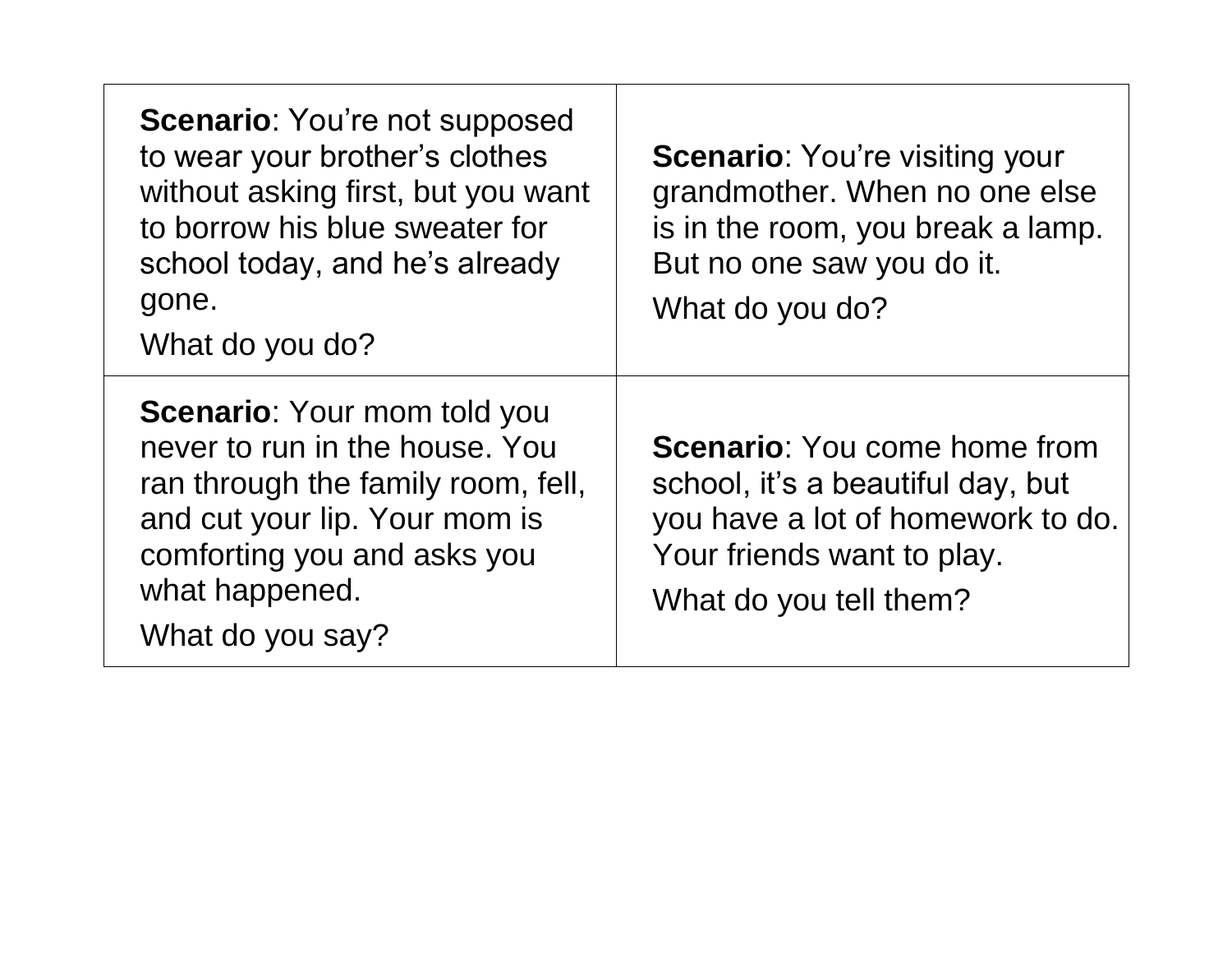| | |
|---|---|
| **Scenario**: You're not supposed to wear your brother's clothes without asking first, but you want to borrow his blue sweater for school today, and he's already gone.<br><br>What do you do? | **Scenario**: You're visiting your grandmother. When no one else is in the room, you break a lamp. But no one saw you do it.<br><br>What do you do? |
| **Scenario**: Your mom told you never to run in the house. You ran through the family room, fell, and cut your lip. Your mom is comforting you and asks you what happened.<br><br>What do you say? | **Scenario**: You come home from school, it's a beautiful day, but you have a lot of homework to do. Your friends want to play.<br><br>What do you tell them? |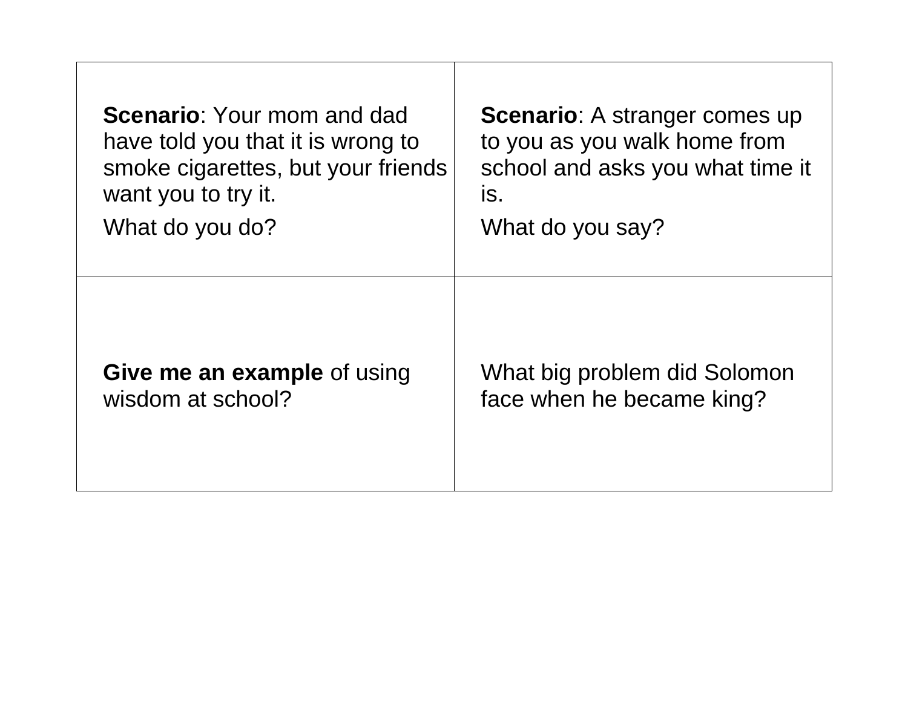| | |
|---|---|
| **Scenario**: Your mom and dad have told you that it is wrong to smoke cigarettes, but your friends want you to try it.<br><br>What do you do? | **Scenario**: A stranger comes up to you as you walk home from school and asks you what time it is.<br><br>What do you say? |
| **Give me an example** of using wisdom at school? | What big problem did Solomon face when he became king? |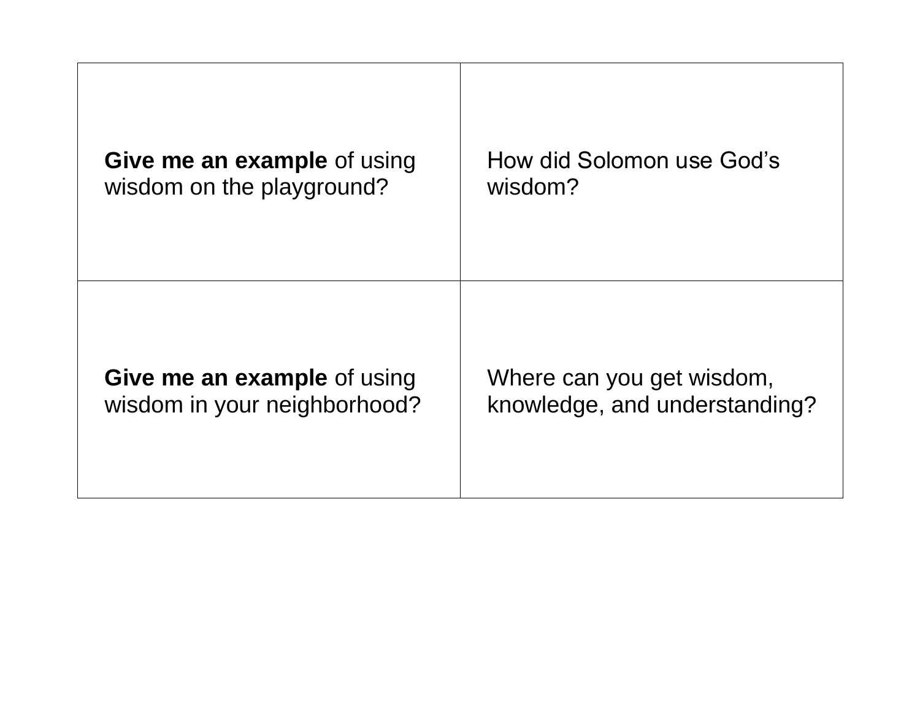| | |
|---|---|
| **Give me an example** of using wisdom on the playground? | How did Solomon use God’s wisdom? |
| **Give me an example** of using wisdom in your neighborhood? | Where can you get wisdom, knowledge, and understanding? |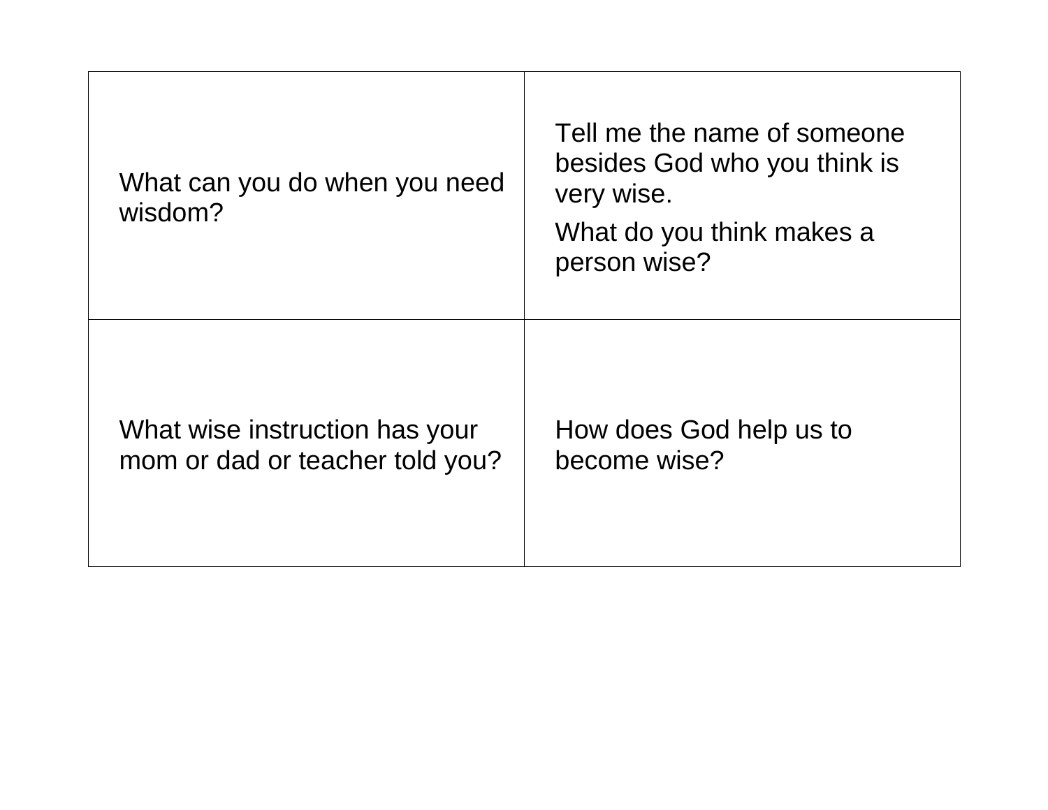| | |
|---|---|
| What can you do when you need wisdom? | Tell me the name of someone besides God who you think is very wise.<br><br>What do you think makes a person wise? |
| What wise instruction has your mom or dad or teacher told you? | How does God help us to become wise? |